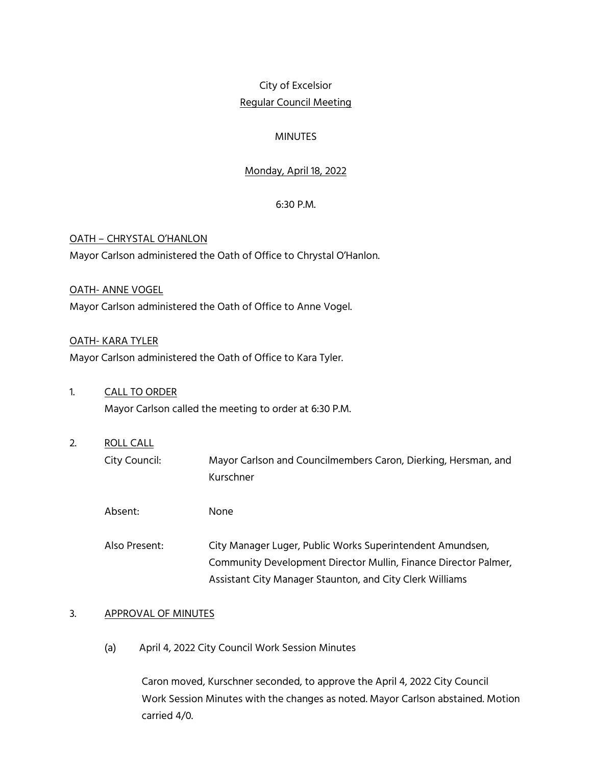City of Excelsior

Regular Council Meeting

MINUTES

Monday, April 18, 2022

6:30 P.M.

OATH – CHRYSTAL O'HANLON

Mayor Carlson administered the Oath of Office to Chrystal O'Hanlon.

OATH- ANNE VOGEL

Mayor Carlson administered the Oath of Office to Anne Vogel.

OATH- KARA TYLER

Mayor Carlson administered the Oath of Office to Kara Tyler.

1. CALL TO ORDER

   Mayor Carlson called the meeting to order at 6:30 P.M.

2. ROLL CALL

   City Council: Mayor Carlson and Councilmembers Caron, Dierking, Hersman, and Kurschner

   Absent: None

   Also Present: City Manager Luger, Public Works Superintendent Amundsen, Community Development Director Mullin, Finance Director Palmer, Assistant City Manager Staunton, and City Clerk Williams

3. APPROVAL OF MINUTES

   (a) April 4, 2022 City Council Work Session Minutes

   Caron moved, Kurschner seconded, to approve the April 4, 2022 City Council Work Session Minutes with the changes as noted. Mayor Carlson abstained. Motion carried 4/0.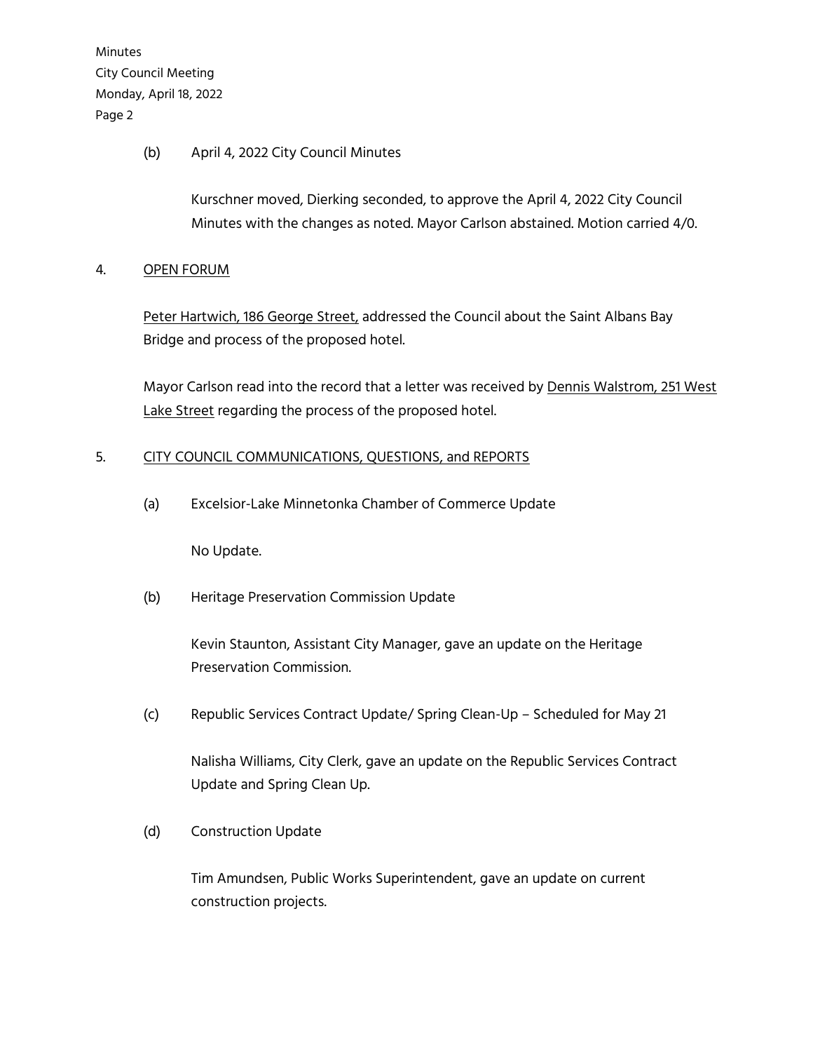(b) April 4, 2022 City Council Minutes

Kurschner moved, Dierking seconded, to approve the April 4, 2022 City Council Minutes with the changes as noted. Mayor Carlson abstained. Motion carried 4/0.

4. OPEN FORUM

Peter Hartwich, 186 George Street, addressed the Council about the Saint Albans Bay Bridge and process of the proposed hotel.

Mayor Carlson read into the record that a letter was received by Dennis Walstrom, 251 West Lake Street regarding the process of the proposed hotel.

5. CITY COUNCIL COMMUNICATIONS, QUESTIONS, and REPORTS

(a) Excelsior-Lake Minnetonka Chamber of Commerce Update

No Update.

(b) Heritage Preservation Commission Update

Kevin Staunton, Assistant City Manager, gave an update on the Heritage Preservation Commission.

(c) Republic Services Contract Update/ Spring Clean-Up – Scheduled for May 21

Nalisha Williams, City Clerk, gave an update on the Republic Services Contract Update and Spring Clean Up.

(d) Construction Update

Tim Amundsen, Public Works Superintendent, gave an update on current construction projects.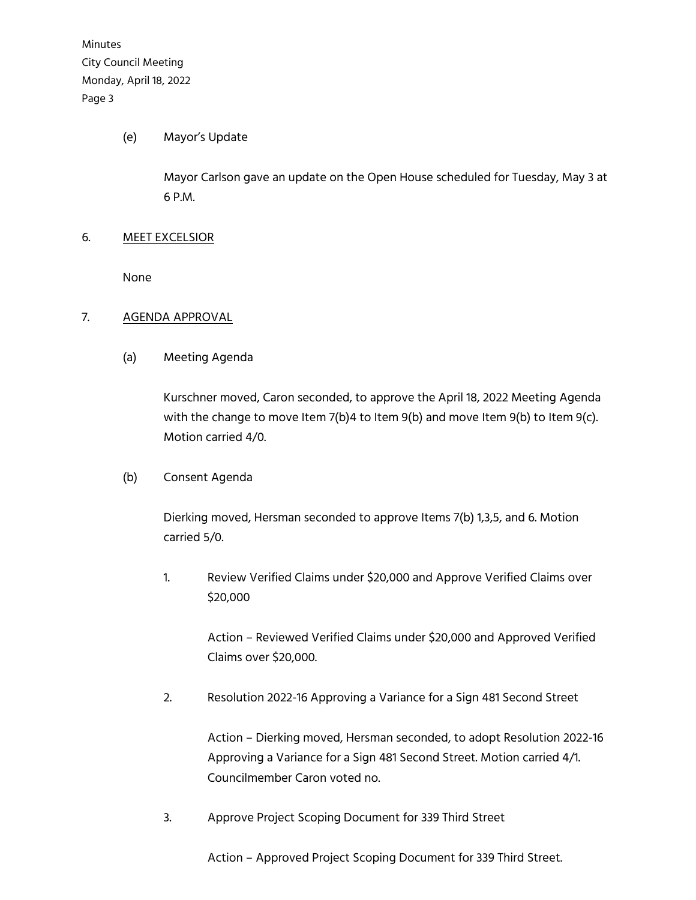(e) Mayor's Update

Mayor Carlson gave an update on the Open House scheduled for Tuesday, May 3 at 6 P.M.

6. MEET EXCELSIOR

None

7. AGENDA APPROVAL

(a) Meeting Agenda

Kurschner moved, Caron seconded, to approve the April 18, 2022 Meeting Agenda with the change to move Item 7(b)4 to Item 9(b) and move Item 9(b) to Item 9(c). Motion carried 4/0.

(b) Consent Agenda

Dierking moved, Hersman seconded to approve Items 7(b) 1,3,5, and 6. Motion carried 5/0.

1. Review Verified Claims under $20,000 and Approve Verified Claims over $20,000

   Action – Reviewed Verified Claims under $20,000 and Approved Verified Claims over $20,000.

2. Resolution 2022-16 Approving a Variance for a Sign 481 Second Street

   Action – Dierking moved, Hersman seconded, to adopt Resolution 2022-16 Approving a Variance for a Sign 481 Second Street. Motion carried 4/1. Councilmember Caron voted no.

3. Approve Project Scoping Document for 339 Third Street

   Action – Approved Project Scoping Document for 339 Third Street.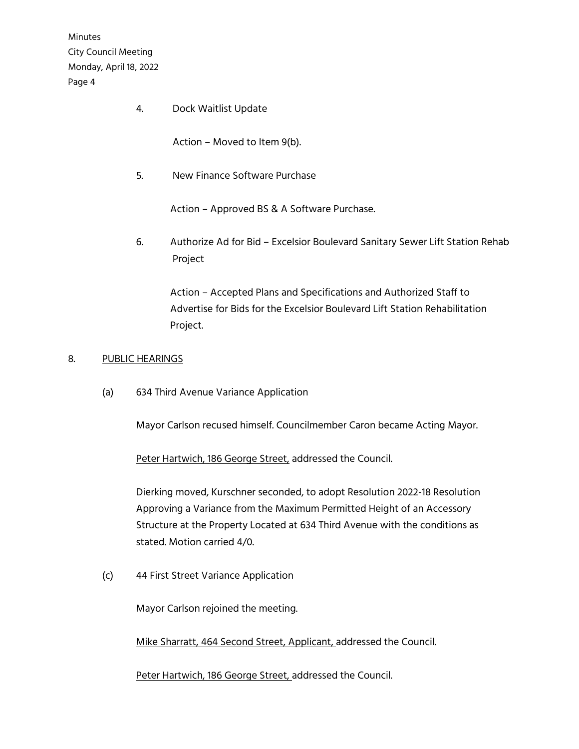4. Dock Waitlist Update

   Action – Moved to Item 9(b).

5. New Finance Software Purchase

   Action – Approved BS & A Software Purchase.

6. Authorize Ad for Bid – Excelsior Boulevard Sanitary Sewer Lift Station Rehab Project

   Action – Accepted Plans and Specifications and Authorized Staff to Advertise for Bids for the Excelsior Boulevard Lift Station Rehabilitation Project.

## 8. PUBLIC HEARINGS

(a) 634 Third Avenue Variance Application

Mayor Carlson recused himself. Councilmember Caron became Acting Mayor.

Peter Hartwich, 186 George Street, addressed the Council.

Dierking moved, Kurschner seconded, to adopt Resolution 2022-18 Resolution Approving a Variance from the Maximum Permitted Height of an Accessory Structure at the Property Located at 634 Third Avenue with the conditions as stated. Motion carried 4/0.

(c) 44 First Street Variance Application

Mayor Carlson rejoined the meeting.

Mike Sharratt, 464 Second Street, Applicant, addressed the Council.

Peter Hartwich, 186 George Street, addressed the Council.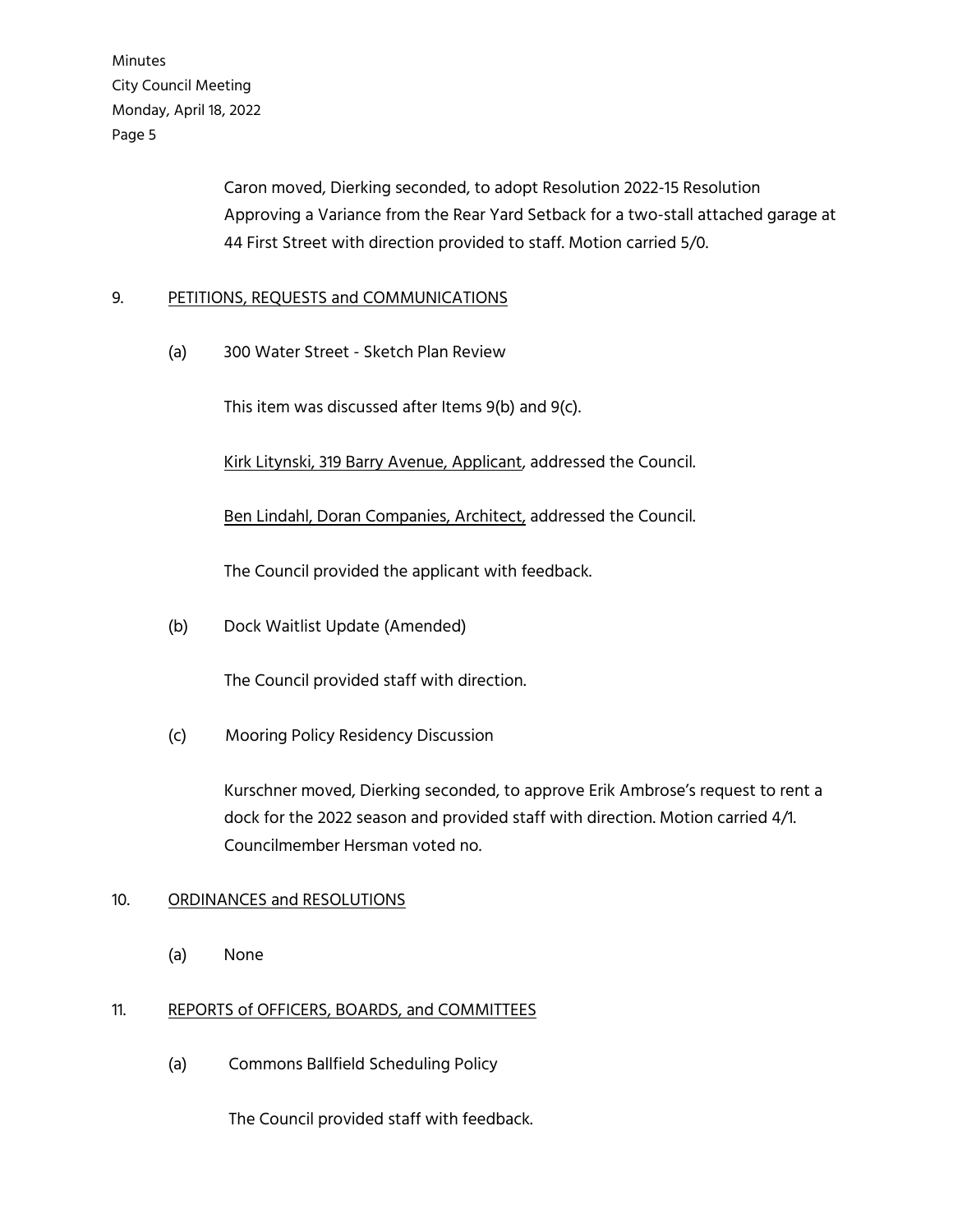Caron moved, Dierking seconded, to adopt Resolution 2022-15 Resolution Approving a Variance from the Rear Yard Setback for a two-stall attached garage at 44 First Street with direction provided to staff. Motion carried 5/0.

9. PETITIONS, REQUESTS and COMMUNICATIONS

(a) 300 Water Street - Sketch Plan Review

This item was discussed after Items 9(b) and 9(c).

Kirk Litynski, 319 Barry Avenue, Applicant, addressed the Council.

Ben Lindahl, Doran Companies, Architect, addressed the Council.

The Council provided the applicant with feedback.

(b) Dock Waitlist Update (Amended)

The Council provided staff with direction.

(c) Mooring Policy Residency Discussion

Kurschner moved, Dierking seconded, to approve Erik Ambrose's request to rent a dock for the 2022 season and provided staff with direction. Motion carried 4/1. Councilmember Hersman voted no.

10. ORDINANCES and RESOLUTIONS

(a) None

11. REPORTS of OFFICERS, BOARDS, and COMMITTEES

(a) Commons Ballfield Scheduling Policy

The Council provided staff with feedback.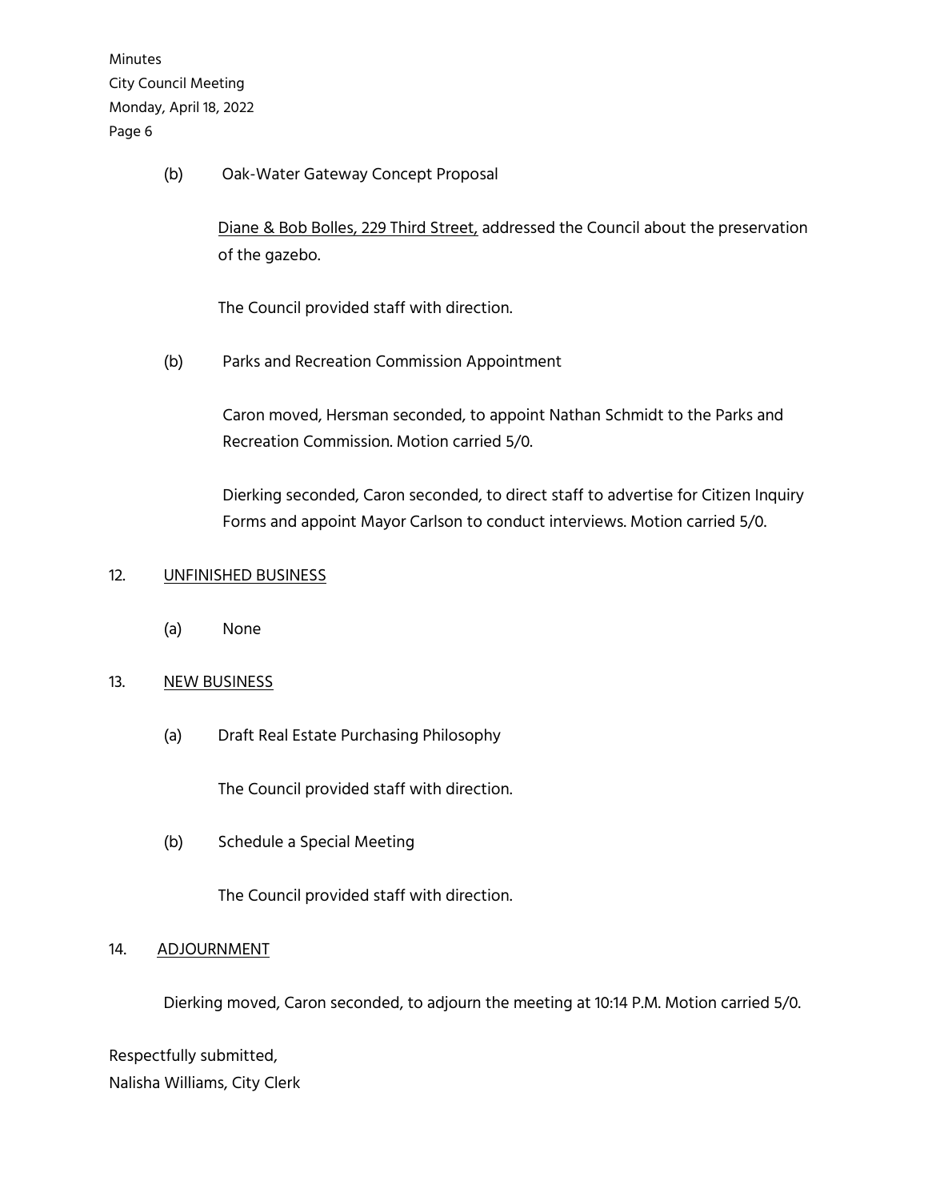(b) Oak-Water Gateway Concept Proposal

Diane & Bob Bolles, 229 Third Street, addressed the Council about the preservation of the gazebo.

The Council provided staff with direction.

(b) Parks and Recreation Commission Appointment

Caron moved, Hersman seconded, to appoint Nathan Schmidt to the Parks and Recreation Commission. Motion carried 5/0.

Dierking seconded, Caron seconded, to direct staff to advertise for Citizen Inquiry Forms and appoint Mayor Carlson to conduct interviews. Motion carried 5/0.

12. UNFINISHED BUSINESS

(a) None

13. NEW BUSINESS

(a) Draft Real Estate Purchasing Philosophy

The Council provided staff with direction.

(b) Schedule a Special Meeting

The Council provided staff with direction.

14. ADJOURNMENT

Dierking moved, Caron seconded, to adjourn the meeting at 10:14 P.M. Motion carried 5/0.

Respectfully submitted,
Nalisha Williams, City Clerk